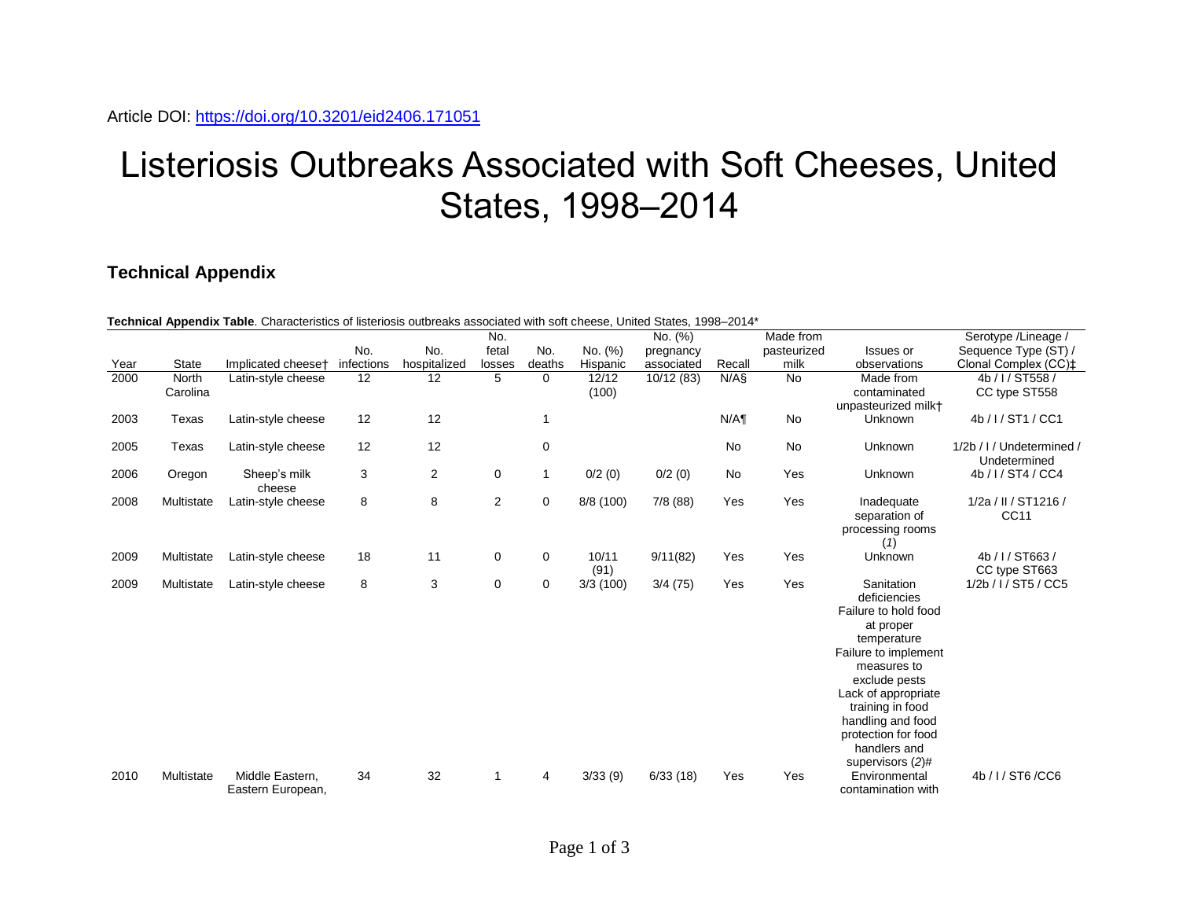Article DOI: https://doi.org/10.3201/eid2406.171051

# Listeriosis Outbreaks Associated with Soft Cheeses, United States, 1998–2014

## Technical Appendix

**Technical Appendix Table**. Characteristics of listeriosis outbreaks associated with soft cheese, United States, 1998–2014*

| Year | State | Implicated cheese† | No. infections | No. hospitalized | No. fetal losses | No. deaths | No. (%) Hispanic | No. (%) pregnancy associated | Recall | Made from pasteurized milk | Issues or observations | Serotype /Lineage / Sequence Type (ST) / Clonal Complex (CC)‡ |
|---|---|---|---|---|---|---|---|---|---|---|---|---|
| 2000 | North Carolina | Latin-style cheese | 12 | 12 | 5 | 0 | 12/12 (100) | 10/12 (83) | N/A§ | No | Made from contaminated unpasteurized milk† | 4b / I / ST558 / CC type ST558 |
| 2003 | Texas | Latin-style cheese | 12 | 12 | | 1 | | | N/A¶ | No | Unknown | 4b / I / ST1 / CC1 |
| 2005 | Texas | Latin-style cheese | 12 | 12 | | 0 | | | No | No | Unknown | 1/2b / I / Undetermined / Undetermined |
| 2006 | Oregon | Sheep's milk cheese | 3 | 2 | 0 | 1 | 0/2 (0) | 0/2 (0) | No | Yes | Unknown | 4b / I / ST4 / CC4 |
| 2008 | Multistate | Latin-style cheese | 8 | 8 | 2 | 0 | 8/8 (100) | 7/8 (88) | Yes | Yes | Inadequate separation of processing rooms (*1*) | 1/2a / II / ST1216 / CC11 |
| 2009 | Multistate | Latin-style cheese | 18 | 11 | 0 | 0 | 10/11 (91) | 9/11(82) | Yes | Yes | Unknown | 4b / I / ST663 / CC type ST663 |
| 2009 | Multistate | Latin-style cheese | 8 | 3 | 0 | 0 | 3/3 (100) | 3/4 (75) | Yes | Yes | Sanitation deficiencies<br>Failure to hold food at proper temperature<br>Failure to implement measures to exclude pests<br>Lack of appropriate training in food handling and food protection for food handlers and supervisors (*2*)# | 1/2b / I / ST5 / CC5 |
| 2010 | Multistate | Middle Eastern, Eastern European, | 34 | 32 | 1 | 4 | 3/33 (9) | 6/33 (18) | Yes | Yes | Environmental contamination with | 4b / I / ST6 /CC6 |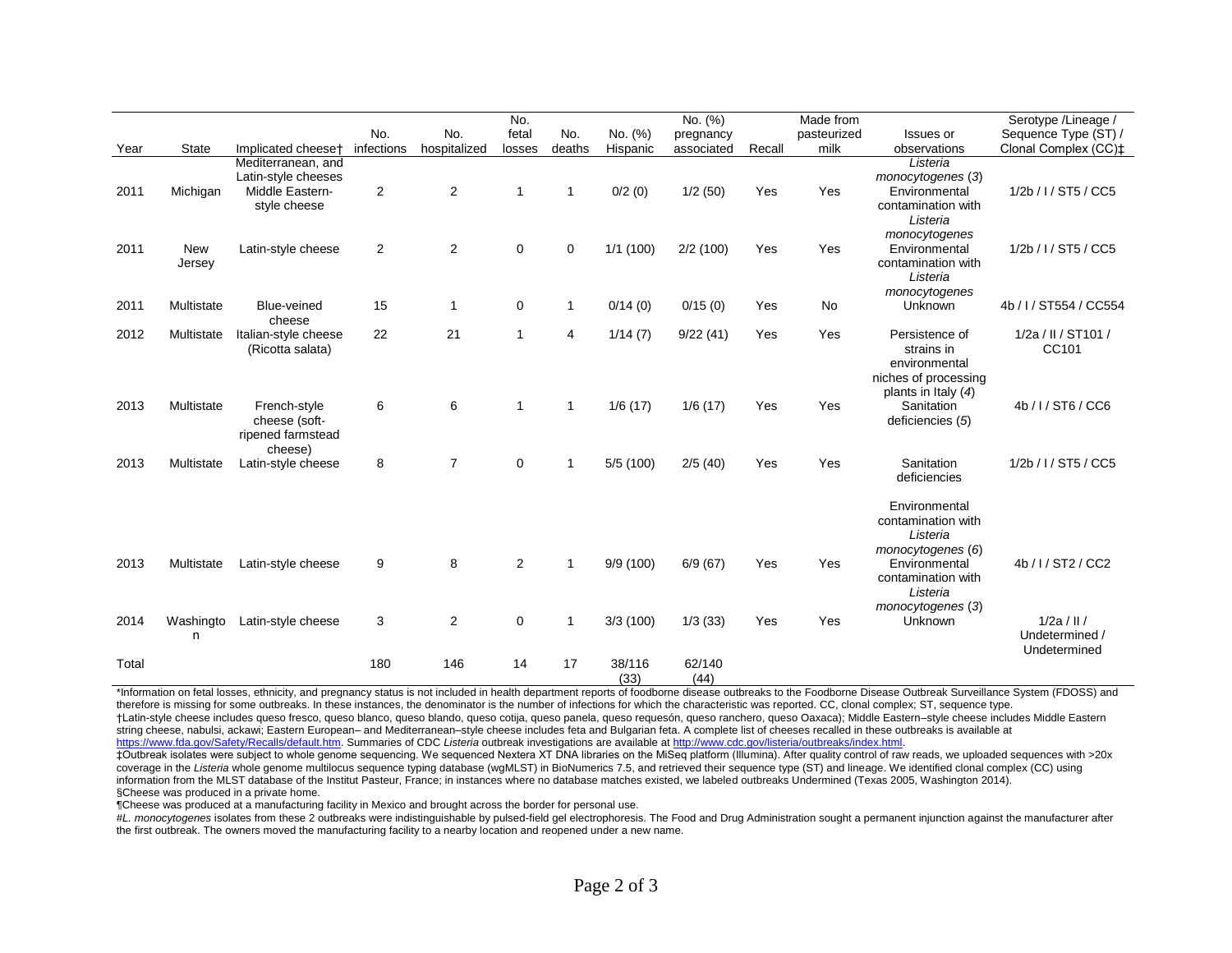| Year | State | Implicated cheese† | No. infections | No. hospitalized | No. fetal losses | No. deaths | No. (%) Hispanic | No. (%) pregnancy associated | Recall | Made from pasteurized milk | Issues or observations | Serotype /Lineage / Sequence Type (ST) / Clonal Complex (CC)‡ |
|---|---|---|---|---|---|---|---|---|---|---|---|---|
| | | | | | | | | | | | *Listeria monocytogenes* (3) | |
| 2011 | Michigan | Mediterranean, and Latin-style cheeses Middle Eastern-style cheese | 2 | 2 | 1 | 1 | 0/2 (0) | 1/2 (50) | Yes | Yes | Environmental contamination with *Listeria monocytogenes* | 1/2b / I / ST5 / CC5 |
| 2011 | New Jersey | Latin-style cheese | 2 | 2 | 0 | 0 | 1/1 (100) | 2/2 (100) | Yes | Yes | Environmental contamination with *Listeria monocytogenes* | 1/2b / I / ST5 / CC5 |
| 2011 | Multistate | Blue-veined cheese | 15 | 1 | 0 | 1 | 0/14 (0) | 0/15 (0) | Yes | No | Unknown | 4b / I / ST554 / CC554 |
| 2012 | Multistate | Italian-style cheese (Ricotta salata) | 22 | 21 | 1 | 4 | 1/14 (7) | 9/22 (41) | Yes | Yes | Persistence of strains in environmental niches of processing plants in Italy (*4*) | 1/2a / II / ST101 / CC101 |
| 2013 | Multistate | French-style cheese (soft-ripened farmstead cheese) | 6 | 6 | 1 | 1 | 1/6 (17) | 1/6 (17) | Yes | Yes | Sanitation deficiencies (*5*) | 4b / I / ST6 / CC6 |
| 2013 | Multistate | Latin-style cheese | 8 | 7 | 0 | 1 | 5/5 (100) | 2/5 (40) | Yes | Yes | Sanitation deficiencies<br><br>Environmental contamination with *Listeria monocytogenes* (*6*) | 1/2b / I / ST5 / CC5 |
| 2013 | Multistate | Latin-style cheese | 9 | 8 | 2 | 1 | 9/9 (100) | 6/9 (67) | Yes | Yes | Environmental contamination with *Listeria monocytogenes* (*3*) | 4b / I / ST2 / CC2 |
| 2014 | Washington | Latin-style cheese | 3 | 2 | 0 | 1 | 3/3 (100) | 1/3 (33) | Yes | Yes | Unknown | 1/2a / II / Undetermined / Undetermined |
| Total | | | 180 | 146 | 14 | 17 | 38/116 (33) | 62/140 (44) | | | | |

*Information on fetal losses, ethnicity, and pregnancy status is not included in health department reports of foodborne disease outbreaks to the Foodborne Disease Outbreak Surveillance System (FDOSS) and therefore is missing for some outbreaks. In these instances, the denominator is the number of infections for which the characteristic was reported. CC, clonal complex; ST, sequence type.

†Latin-style cheese includes queso fresco, queso blanco, queso blando, queso cotija, queso panela, queso requesón, queso ranchero, queso Oaxaca); Middle Eastern–style cheese includes Middle Eastern string cheese, nabulsi, ackawi; Eastern European– and Mediterranean–style cheese includes feta and Bulgarian feta. A complete list of cheeses recalled in these outbreaks is available at https://www.fda.gov/Safety/Recalls/default.htm. Summaries of CDC *Listeria* outbreak investigations are available at http://www.cdc.gov/listeria/outbreaks/index.html.

‡Outbreak isolates were subject to whole genome sequencing. We sequenced Nextera XT DNA libraries on the MiSeq platform (Illumina). After quality control of raw reads, we uploaded sequences with >20x coverage in the *Listeria* whole genome multilocus sequence typing database (wgMLST) in BioNumerics 7.5, and retrieved their sequence type (ST) and lineage. We identified clonal complex (CC) using information from the MLST database of the Institut Pasteur, France; in instances where no database matches existed, we labeled outbreaks Undermined (Texas 2005, Washington 2014).

§Cheese was produced in a private home.

¶Cheese was produced at a manufacturing facility in Mexico and brought across the border for personal use.

#*L. monocytogenes* isolates from these 2 outbreaks were indistinguishable by pulsed-field gel electrophoresis. The Food and Drug Administration sought a permanent injunction against the manufacturer after the first outbreak. The owners moved the manufacturing facility to a nearby location and reopened under a new name.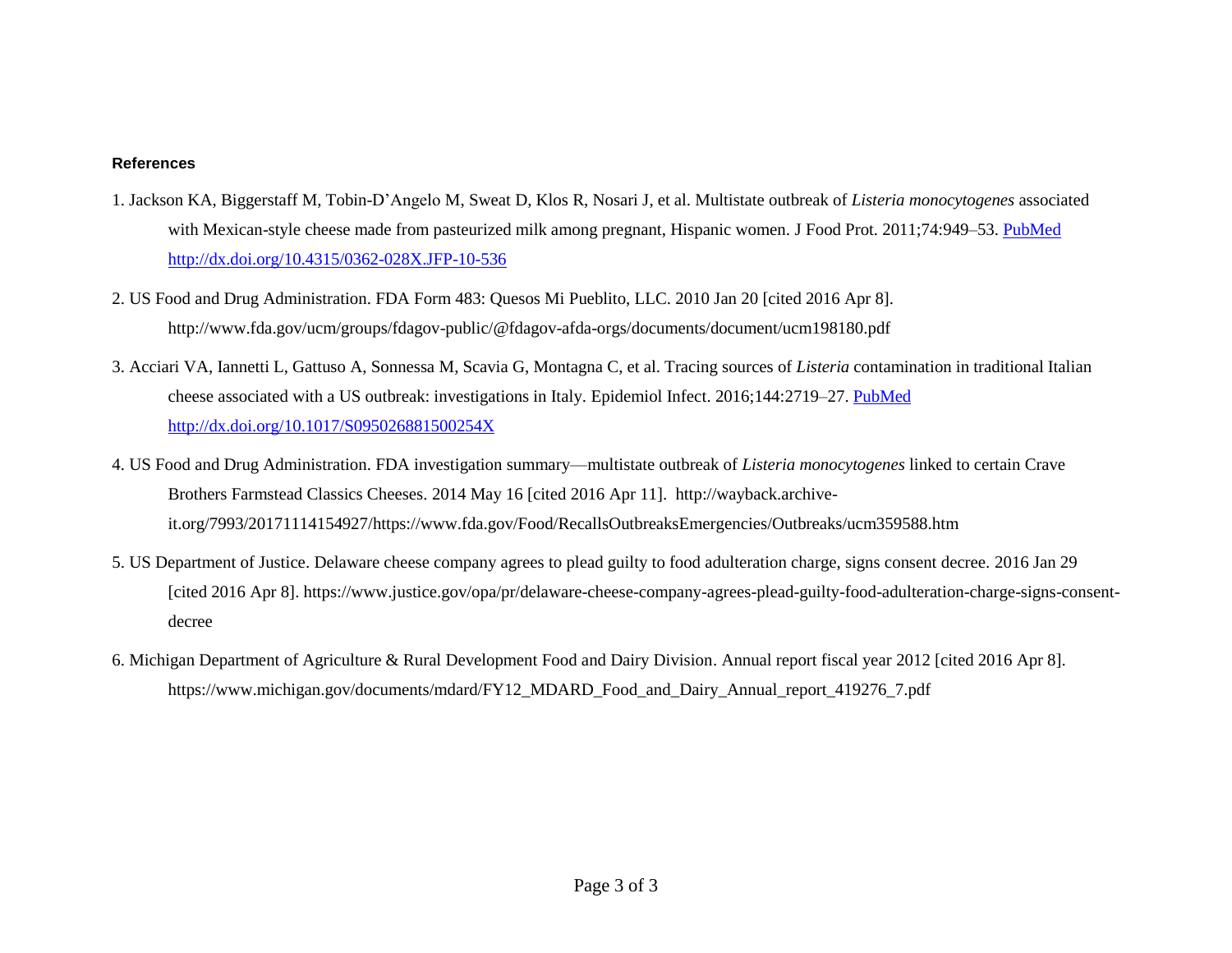**References**

1. Jackson KA, Biggerstaff M, Tobin-D'Angelo M, Sweat D, Klos R, Nosari J, et al. Multistate outbreak of *Listeria monocytogenes* associated with Mexican-style cheese made from pasteurized milk among pregnant, Hispanic women. J Food Prot. 2011;74:949–53. PubMed http://dx.doi.org/10.4315/0362-028X.JFP-10-536

2. US Food and Drug Administration. FDA Form 483: Quesos Mi Pueblito, LLC. 2010 Jan 20 [cited 2016 Apr 8]. http://www.fda.gov/ucm/groups/fdagov-public/@fdagov-afda-orgs/documents/document/ucm198180.pdf

3. Acciari VA, Iannetti L, Gattuso A, Sonnessa M, Scavia G, Montagna C, et al. Tracing sources of *Listeria* contamination in traditional Italian cheese associated with a US outbreak: investigations in Italy. Epidemiol Infect. 2016;144:2719–27. PubMed http://dx.doi.org/10.1017/S095026881500254X

4. US Food and Drug Administration. FDA investigation summary—multistate outbreak of *Listeria monocytogenes* linked to certain Crave Brothers Farmstead Classics Cheeses. 2014 May 16 [cited 2016 Apr 11]. http://wayback.archive-it.org/7993/20171114154927/https://www.fda.gov/Food/RecallsOutbreaksEmergencies/Outbreaks/ucm359588.htm

5. US Department of Justice. Delaware cheese company agrees to plead guilty to food adulteration charge, signs consent decree. 2016 Jan 29 [cited 2016 Apr 8]. https://www.justice.gov/opa/pr/delaware-cheese-company-agrees-plead-guilty-food-adulteration-charge-signs-consent-decree

6. Michigan Department of Agriculture & Rural Development Food and Dairy Division. Annual report fiscal year 2012 [cited 2016 Apr 8]. https://www.michigan.gov/documents/mdard/FY12_MDARD_Food_and_Dairy_Annual_report_419276_7.pdf